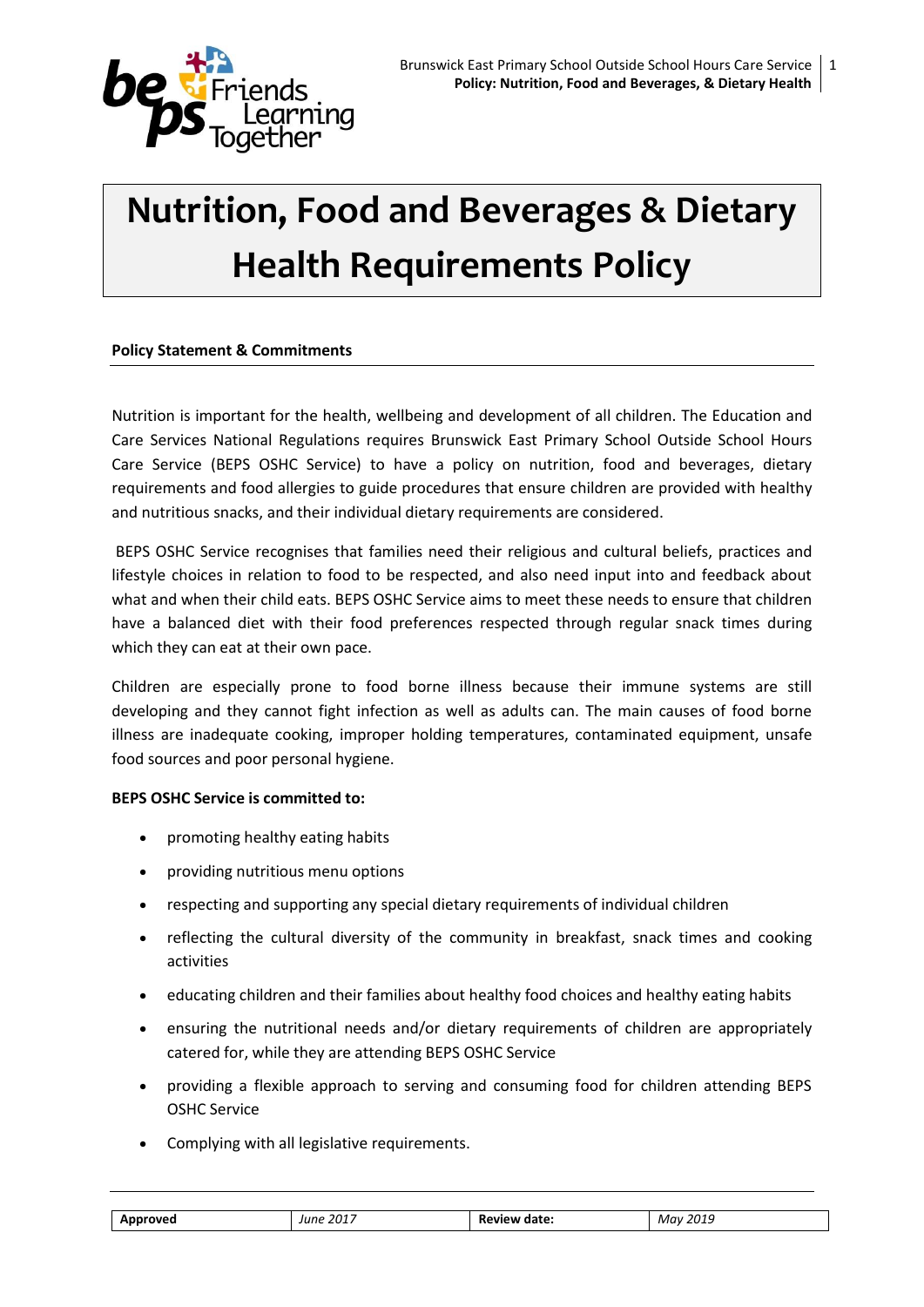# Nutrition, Food and Beverages & Dietary Health Requirements Policy

**Policy Statement & Commitments**

Nutrition is important for the health, wellbeing and development of all children. The Education and Care Services National Regulations requires Brunswick East Primary School Outside School Hours Care Service (BEPS OSHC Service) to have a policy on nutrition, food and beverages, dietary requirements and food allergies to guide procedures that ensure children are provided with healthy and nutritious snacks, and their individual dietary requirements are considered.

BEPS OSHC Service recognises that families need their religious and cultural beliefs, practices and lifestyle choices in relation to food to be respected, and also need input into and feedback about what and when their child eats. BEPS OSHC Service aims to meet these needs to ensure that children have a balanced diet with their food preferences respected through regular snack times during which they can eat at their own pace.

Children are especially prone to food borne illness because their immune systems are still developing and they cannot fight infection as well as adults can. The main causes of food borne illness are inadequate cooking, improper holding temperatures, contaminated equipment, unsafe food sources and poor personal hygiene.

**BEPS OSHC Service is committed to:**

- promoting healthy eating habits
- providing nutritious menu options
- respecting and supporting any special dietary requirements of individual children
- reflecting the cultural diversity of the community in breakfast, snack times and cooking activities
- educating children and their families about healthy food choices and healthy eating habits
- ensuring the nutritional needs and/or dietary requirements of children are appropriately catered for, while they are attending BEPS OSHC Service
- providing a flexible approach to serving and consuming food for children attending BEPS OSHC Service
- Complying with all legislative requirements.

| Approved | June 2017 | Review date: | May 2019 |
|---|---|---|---|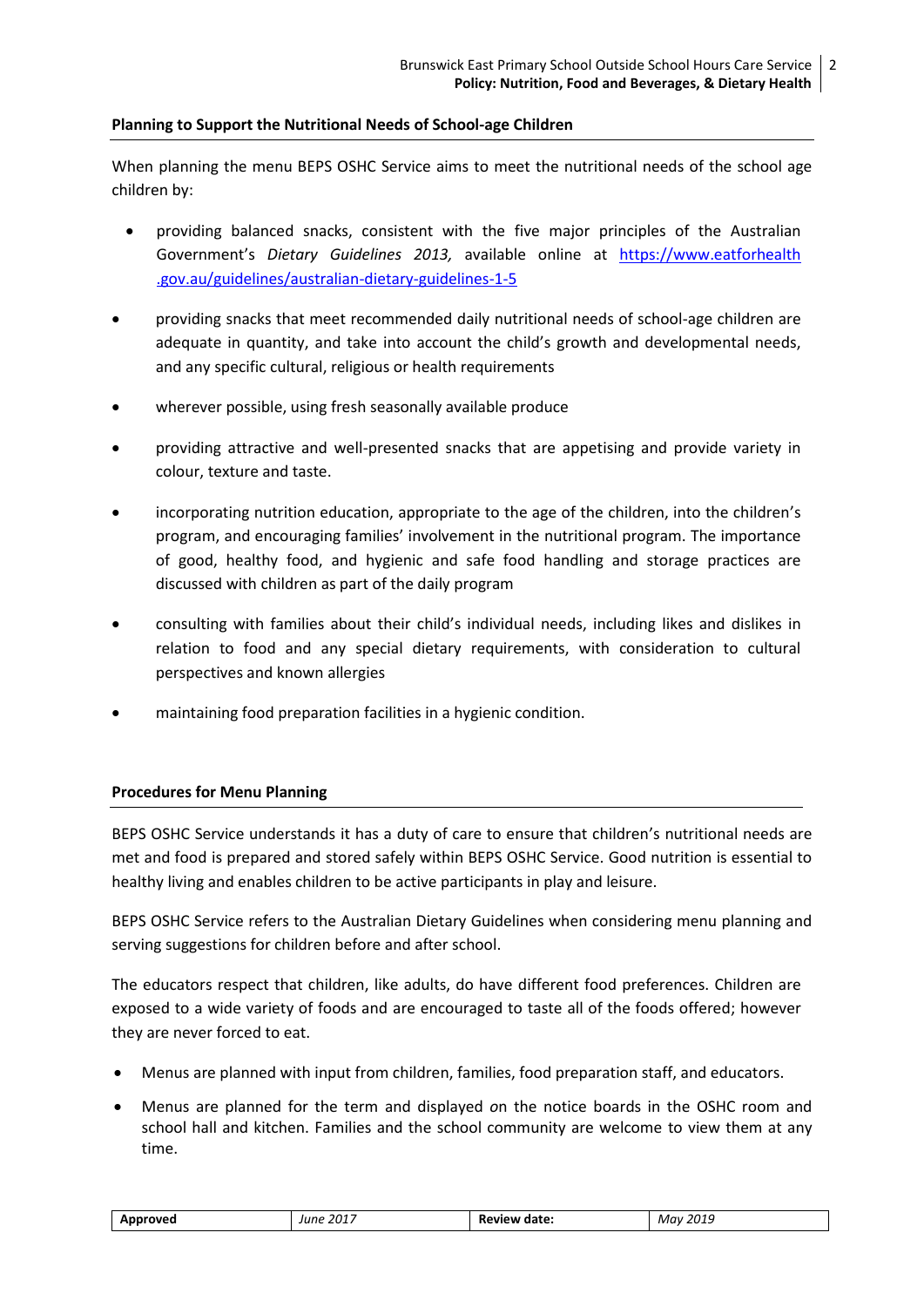**Planning to Support the Nutritional Needs of School-age Children**

When planning the menu BEPS OSHC Service aims to meet the nutritional needs of the school age children by:

- providing balanced snacks, consistent with the five major principles of the Australian Government's *Dietary Guidelines 2013,* available online at https://www.eatforhealth.gov.au/guidelines/australian-dietary-guidelines-1-5
- providing snacks that meet recommended daily nutritional needs of school-age children are adequate in quantity, and take into account the child's growth and developmental needs, and any specific cultural, religious or health requirements
- wherever possible, using fresh seasonally available produce
- providing attractive and well-presented snacks that are appetising and provide variety in colour, texture and taste.
- incorporating nutrition education, appropriate to the age of the children, into the children's program, and encouraging families' involvement in the nutritional program. The importance of good, healthy food, and hygienic and safe food handling and storage practices are discussed with children as part of the daily program
- consulting with families about their child's individual needs, including likes and dislikes in relation to food and any special dietary requirements, with consideration to cultural perspectives and known allergies
- maintaining food preparation facilities in a hygienic condition.

**Procedures for Menu Planning**

BEPS OSHC Service understands it has a duty of care to ensure that children's nutritional needs are met and food is prepared and stored safely within BEPS OSHC Service. Good nutrition is essential to healthy living and enables children to be active participants in play and leisure.

BEPS OSHC Service refers to the Australian Dietary Guidelines when considering menu planning and serving suggestions for children before and after school.

The educators respect that children, like adults, do have different food preferences. Children are exposed to a wide variety of foods and are encouraged to taste all of the foods offered; however they are never forced to eat.

- Menus are planned with input from children, families, food preparation staff, and educators.
- Menus are planned for the term and displayed *o*n the notice boards in the OSHC room and school hall and kitchen. Families and the school community are welcome to view them at any time.

| Approved | *June 2017* | Review date: | *May 2019* |
|---|---|---|---|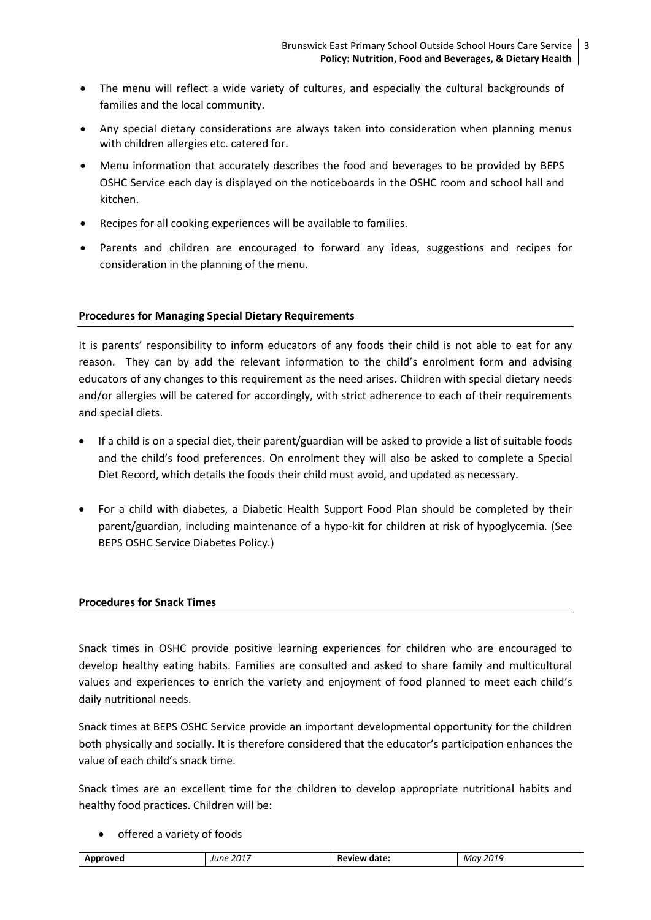- The menu will reflect a wide variety of cultures, and especially the cultural backgrounds of families and the local community.
- Any special dietary considerations are always taken into consideration when planning menus with children allergies etc. catered for.
- Menu information that accurately describes the food and beverages to be provided by BEPS OSHC Service each day is displayed on the noticeboards in the OSHC room and school hall and kitchen.
- Recipes for all cooking experiences will be available to families.
- Parents and children are encouraged to forward any ideas, suggestions and recipes for consideration in the planning of the menu.

**Procedures for Managing Special Dietary Requirements**

It is parents' responsibility to inform educators of any foods their child is not able to eat for any reason. They can by add the relevant information to the child's enrolment form and advising educators of any changes to this requirement as the need arises. Children with special dietary needs and/or allergies will be catered for accordingly, with strict adherence to each of their requirements and special diets.

- If a child is on a special diet, their parent/guardian will be asked to provide a list of suitable foods and the child's food preferences. On enrolment they will also be asked to complete a Special Diet Record, which details the foods their child must avoid, and updated as necessary.
- For a child with diabetes, a Diabetic Health Support Food Plan should be completed by their parent/guardian, including maintenance of a hypo-kit for children at risk of hypoglycemia. (See BEPS OSHC Service Diabetes Policy.)

**Procedures for Snack Times**

Snack times in OSHC provide positive learning experiences for children who are encouraged to develop healthy eating habits. Families are consulted and asked to share family and multicultural values and experiences to enrich the variety and enjoyment of food planned to meet each child's daily nutritional needs.

Snack times at BEPS OSHC Service provide an important developmental opportunity for the children both physically and socially. It is therefore considered that the educator's participation enhances the value of each child's snack time.

Snack times are an excellent time for the children to develop appropriate nutritional habits and healthy food practices. Children will be:

- offered a variety of foods

| **Approved** | *June 2017* | **Review date:** | *May 2019* |
|---|---|---|---|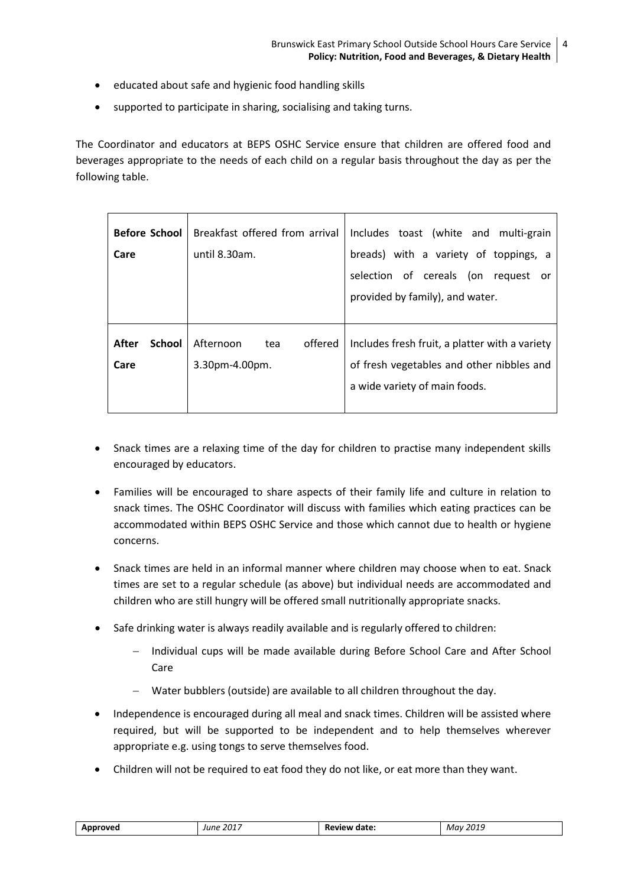- educated about safe and hygienic food handling skills
- supported to participate in sharing, socialising and taking turns.

The Coordinator and educators at BEPS OSHC Service ensure that children are offered food and beverages appropriate to the needs of each child on a regular basis throughout the day as per the following table.

| | | |
|---|---|---|
| **Before School Care** | Breakfast offered from arrival until 8.30am. | Includes toast (white and multi-grain breads) with a variety of toppings, a selection of cereals (on request or provided by family), and water. |
| **After School Care** | Afternoon tea offered 3.30pm-4.00pm. | Includes fresh fruit, a platter with a variety of fresh vegetables and other nibbles and a wide variety of main foods. |

- Snack times are a relaxing time of the day for children to practise many independent skills encouraged by educators.
- Families will be encouraged to share aspects of their family life and culture in relation to snack times. The OSHC Coordinator will discuss with families which eating practices can be accommodated within BEPS OSHC Service and those which cannot due to health or hygiene concerns.
- Snack times are held in an informal manner where children may choose when to eat. Snack times are set to a regular schedule (as above) but individual needs are accommodated and children who are still hungry will be offered small nutritionally appropriate snacks.
- Safe drinking water is always readily available and is regularly offered to children:
  - Individual cups will be made available during Before School Care and After School Care
  - Water bubblers (outside) are available to all children throughout the day.
- Independence is encouraged during all meal and snack times. Children will be assisted where required, but will be supported to be independent and to help themselves wherever appropriate e.g. using tongs to serve themselves food.
- Children will not be required to eat food they do not like, or eat more than they want.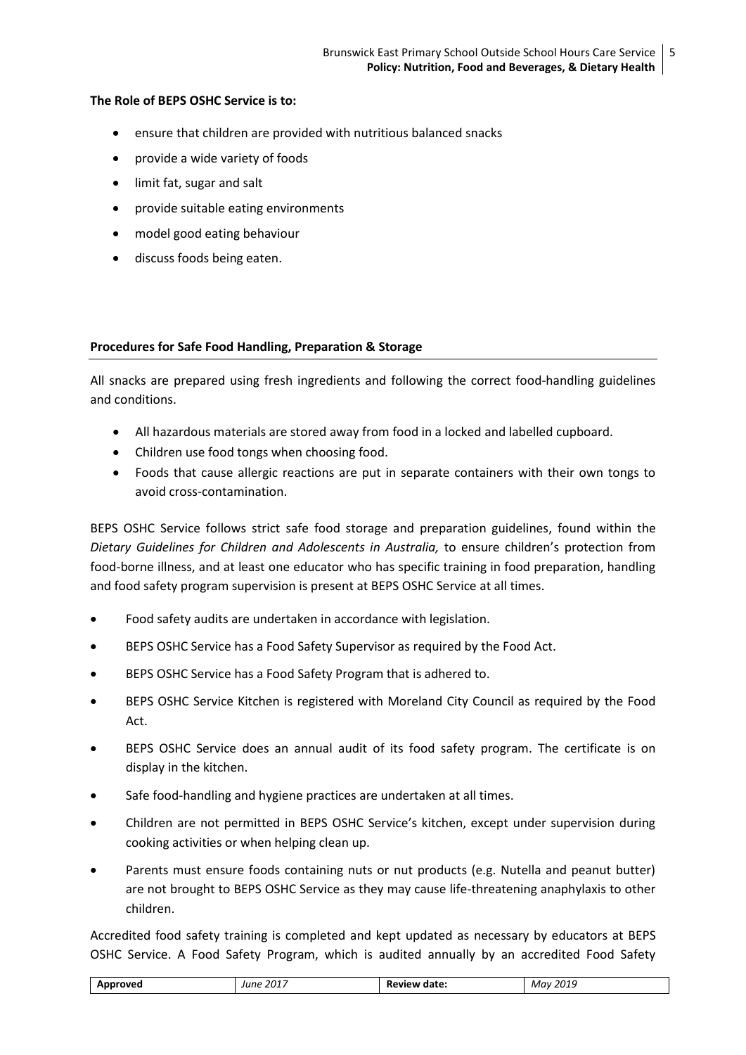**The Role of BEPS OSHC Service is to:**

- ensure that children are provided with nutritious balanced snacks
- provide a wide variety of foods
- limit fat, sugar and salt
- provide suitable eating environments
- model good eating behaviour
- discuss foods being eaten.

**Procedures for Safe Food Handling, Preparation & Storage**

All snacks are prepared using fresh ingredients and following the correct food-handling guidelines and conditions.

- All hazardous materials are stored away from food in a locked and labelled cupboard.
- Children use food tongs when choosing food.
- Foods that cause allergic reactions are put in separate containers with their own tongs to avoid cross-contamination.

BEPS OSHC Service follows strict safe food storage and preparation guidelines, found within the *Dietary Guidelines for Children and Adolescents in Australia,* to ensure children's protection from food-borne illness, and at least one educator who has specific training in food preparation, handling and food safety program supervision is present at BEPS OSHC Service at all times.

- Food safety audits are undertaken in accordance with legislation.
- BEPS OSHC Service has a Food Safety Supervisor as required by the Food Act.
- BEPS OSHC Service has a Food Safety Program that is adhered to.
- BEPS OSHC Service Kitchen is registered with Moreland City Council as required by the Food Act.
- BEPS OSHC Service does an annual audit of its food safety program. The certificate is on display in the kitchen.
- Safe food-handling and hygiene practices are undertaken at all times.
- Children are not permitted in BEPS OSHC Service's kitchen, except under supervision during cooking activities or when helping clean up.
- Parents must ensure foods containing nuts or nut products (e.g. Nutella and peanut butter) are not brought to BEPS OSHC Service as they may cause life-threatening anaphylaxis to other children.

Accredited food safety training is completed and kept updated as necessary by educators at BEPS OSHC Service. A Food Safety Program, which is audited annually by an accredited Food Safety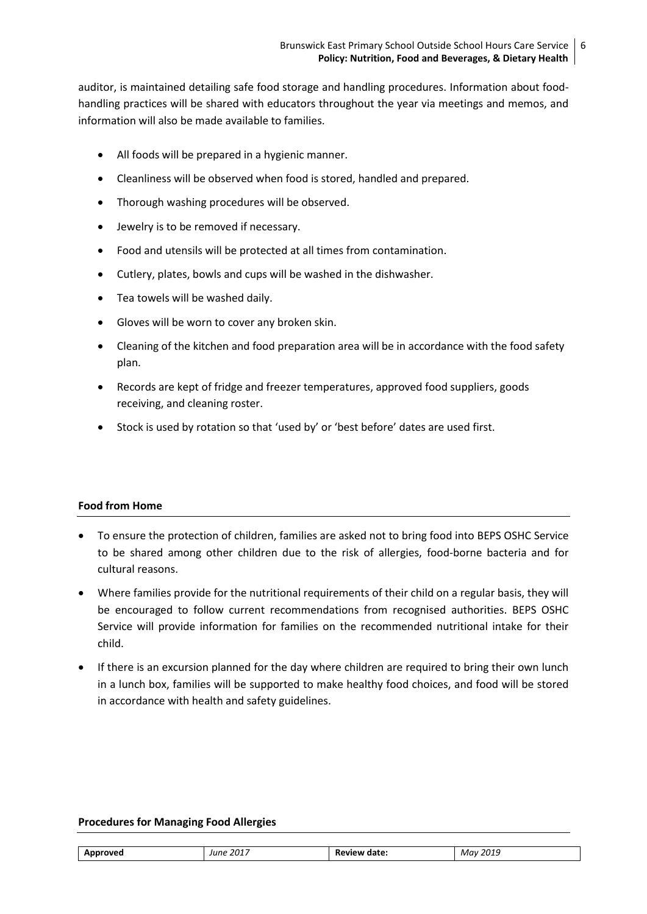auditor, is maintained detailing safe food storage and handling procedures. Information about food-handling practices will be shared with educators throughout the year via meetings and memos, and information will also be made available to families.

- All foods will be prepared in a hygienic manner.
- Cleanliness will be observed when food is stored, handled and prepared.
- Thorough washing procedures will be observed.
- Jewelry is to be removed if necessary.
- Food and utensils will be protected at all times from contamination.
- Cutlery, plates, bowls and cups will be washed in the dishwasher.
- Tea towels will be washed daily.
- Gloves will be worn to cover any broken skin.
- Cleaning of the kitchen and food preparation area will be in accordance with the food safety plan.
- Records are kept of fridge and freezer temperatures, approved food suppliers, goods receiving, and cleaning roster.
- Stock is used by rotation so that 'used by' or 'best before' dates are used first.

**Food from Home**

- To ensure the protection of children, families are asked not to bring food into BEPS OSHC Service to be shared among other children due to the risk of allergies, food-borne bacteria and for cultural reasons.
- Where families provide for the nutritional requirements of their child on a regular basis, they will be encouraged to follow current recommendations from recognised authorities. BEPS OSHC Service will provide information for families on the recommended nutritional intake for their child.
- If there is an excursion planned for the day where children are required to bring their own lunch in a lunch box, families will be supported to make healthy food choices, and food will be stored in accordance with health and safety guidelines.

**Procedures for Managing Food Allergies**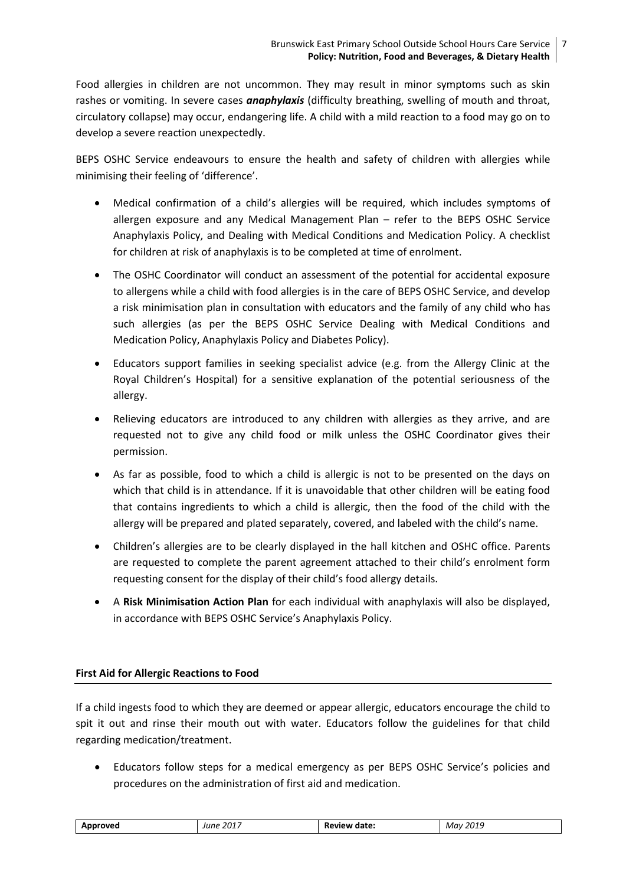Food allergies in children are not uncommon. They may result in minor symptoms such as skin rashes or vomiting. In severe cases ***anaphylaxis*** (difficulty breathing, swelling of mouth and throat, circulatory collapse) may occur, endangering life. A child with a mild reaction to a food may go on to develop a severe reaction unexpectedly.

BEPS OSHC Service endeavours to ensure the health and safety of children with allergies while minimising their feeling of 'difference'.

- Medical confirmation of a child's allergies will be required, which includes symptoms of allergen exposure and any Medical Management Plan – refer to the BEPS OSHC Service Anaphylaxis Policy, and Dealing with Medical Conditions and Medication Policy. A checklist for children at risk of anaphylaxis is to be completed at time of enrolment.
- The OSHC Coordinator will conduct an assessment of the potential for accidental exposure to allergens while a child with food allergies is in the care of BEPS OSHC Service, and develop a risk minimisation plan in consultation with educators and the family of any child who has such allergies (as per the BEPS OSHC Service Dealing with Medical Conditions and Medication Policy, Anaphylaxis Policy and Diabetes Policy).
- Educators support families in seeking specialist advice (e.g. from the Allergy Clinic at the Royal Children's Hospital) for a sensitive explanation of the potential seriousness of the allergy.
- Relieving educators are introduced to any children with allergies as they arrive, and are requested not to give any child food or milk unless the OSHC Coordinator gives their permission.
- As far as possible, food to which a child is allergic is not to be presented on the days on which that child is in attendance. If it is unavoidable that other children will be eating food that contains ingredients to which a child is allergic, then the food of the child with the allergy will be prepared and plated separately, covered, and labeled with the child's name.
- Children's allergies are to be clearly displayed in the hall kitchen and OSHC office. Parents are requested to complete the parent agreement attached to their child's enrolment form requesting consent for the display of their child's food allergy details.
- A **Risk Minimisation Action Plan** for each individual with anaphylaxis will also be displayed, in accordance with BEPS OSHC Service's Anaphylaxis Policy.

**First Aid for Allergic Reactions to Food**

If a child ingests food to which they are deemed or appear allergic, educators encourage the child to spit it out and rinse their mouth out with water. Educators follow the guidelines for that child regarding medication/treatment.

- Educators follow steps for a medical emergency as per BEPS OSHC Service's policies and procedures on the administration of first aid and medication.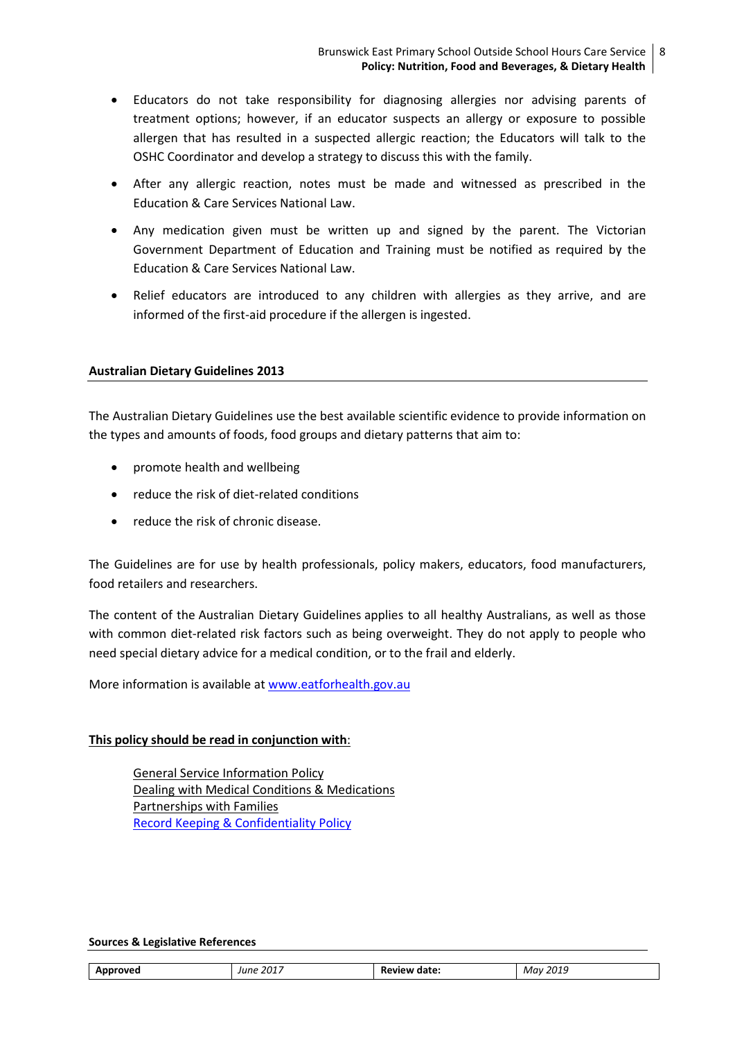- Educators do not take responsibility for diagnosing allergies nor advising parents of treatment options; however, if an educator suspects an allergy or exposure to possible allergen that has resulted in a suspected allergic reaction; the Educators will talk to the OSHC Coordinator and develop a strategy to discuss this with the family.
- After any allergic reaction, notes must be made and witnessed as prescribed in the Education & Care Services National Law.
- Any medication given must be written up and signed by the parent. The Victorian Government Department of Education and Training must be notified as required by the Education & Care Services National Law.
- Relief educators are introduced to any children with allergies as they arrive, and are informed of the first-aid procedure if the allergen is ingested.

**Australian Dietary Guidelines 2013**

The Australian Dietary Guidelines use the best available scientific evidence to provide information on the types and amounts of foods, food groups and dietary patterns that aim to:

- promote health and wellbeing
- reduce the risk of diet-related conditions
- reduce the risk of chronic disease.

The Guidelines are for use by health professionals, policy makers, educators, food manufacturers, food retailers and researchers.

The content of the Australian Dietary Guidelines applies to all healthy Australians, as well as those with common diet-related risk factors such as being overweight. They do not apply to people who need special dietary advice for a medical condition, or to the frail and elderly.

More information is available at www.eatforhealth.gov.au

**This policy should be read in conjunction with**:

General Service Information Policy
Dealing with Medical Conditions & Medications
Partnerships with Families
Record Keeping & Confidentiality Policy

**Sources & Legislative References**

| **Approved** | *June 2017* | **Review date:** | *May 2019* |
|---|---|---|---|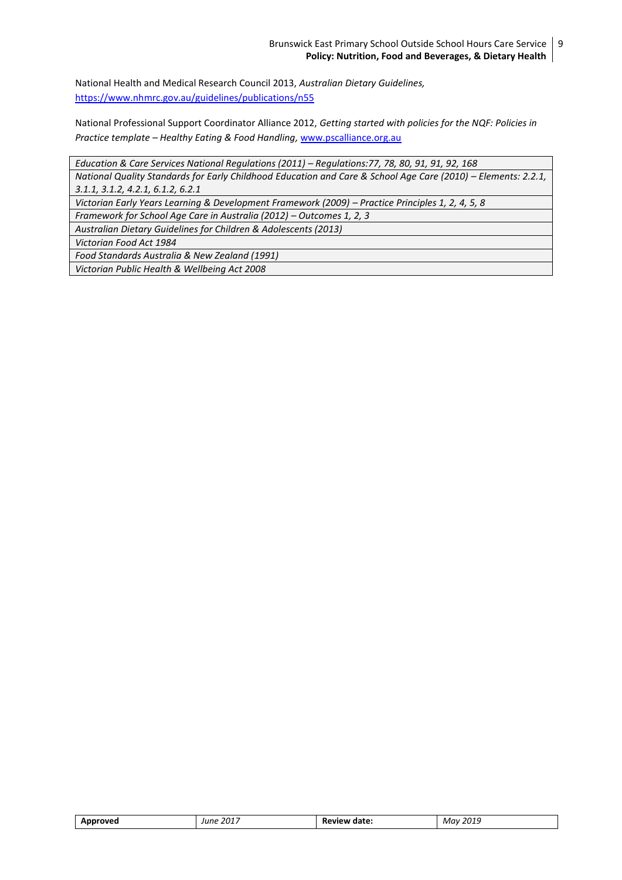National Health and Medical Research Council 2013, *Australian Dietary Guidelines,* https://www.nhmrc.gov.au/guidelines/publications/n55

National Professional Support Coordinator Alliance 2012, *Getting started with policies for the NQF: Policies in Practice template – Healthy Eating & Food Handling,* www.pscalliance.org.au

| |
|---|
| *Education & Care Services National Regulations (2011) – Regulations:77, 78, 80, 91, 91, 92, 168* |
| *National Quality Standards for Early Childhood Education and Care & School Age Care (2010) – Elements: 2.2.1, 3.1.1, 3.1.2, 4.2.1, 6.1.2, 6.2.1* |
| *Victorian Early Years Learning & Development Framework (2009) – Practice Principles 1, 2, 4, 5, 8* |
| *Framework for School Age Care in Australia (2012) – Outcomes 1, 2, 3* |
| *Australian Dietary Guidelines for Children & Adolescents (2013)* |
| *Victorian Food Act 1984* |
| *Food Standards Australia & New Zealand (1991)* |
| *Victorian Public Health & Wellbeing Act 2008* |

| | | | |
|---|---|---|---|
| **Approved** | *June 2017* | **Review date:** | *May 2019* |